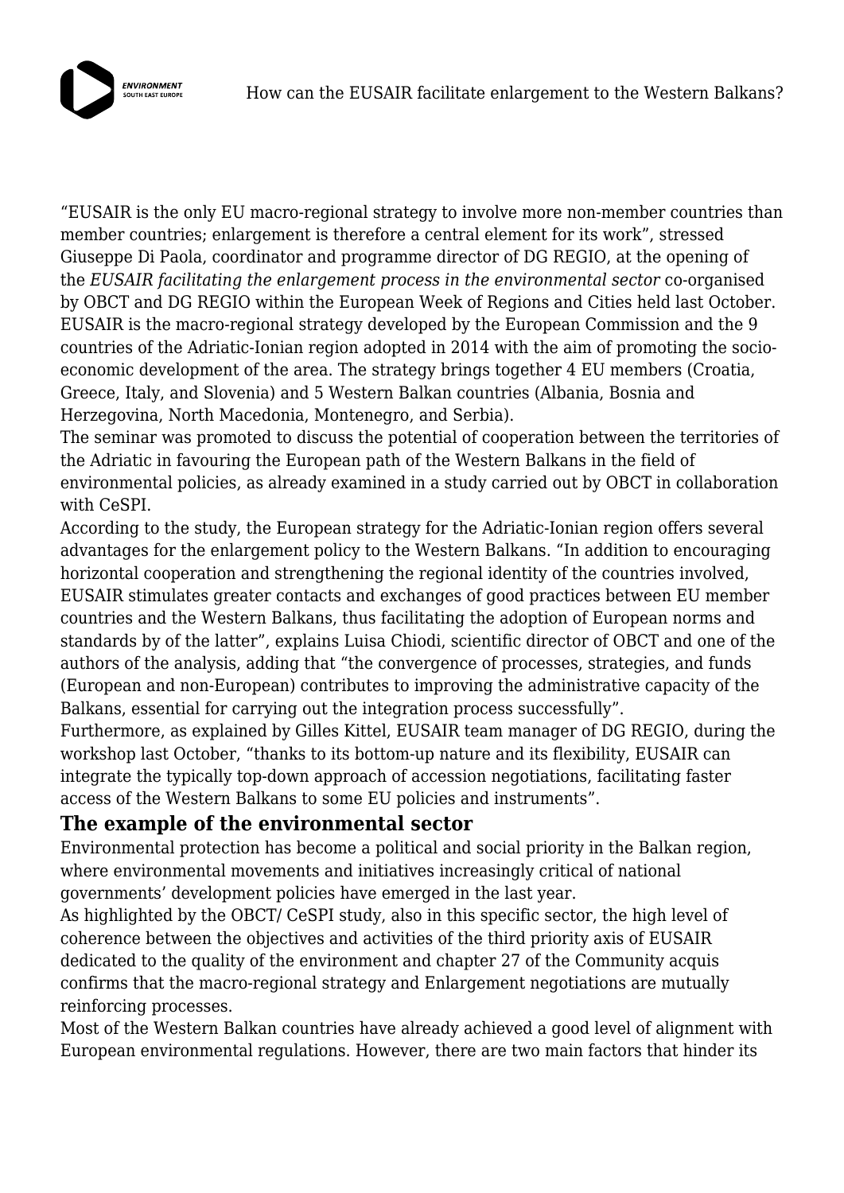“EUSAIR is the only EU macro-regional strategy to involve more non-member countries than member countries; enlargement is therefore a central element for its work”, stressed Giuseppe Di Paola, coordinator and programme director of DG REGIO, at the opening of the *EUSAIR facilitating the enlargement process in the environmental sector* co-organised by OBCT and DG REGIO within the European Week of Regions and Cities held last October. EUSAIR is the macro-regional strategy developed by the European Commission and the 9 countries of the Adriatic-Ionian region adopted in 2014 with the aim of promoting the socio-economic development of the area. The strategy brings together 4 EU members (Croatia, Greece, Italy, and Slovenia) and 5 Western Balkan countries (Albania, Bosnia and Herzegovina, North Macedonia, Montenegro, and Serbia).

The seminar was promoted to discuss the potential of cooperation between the territories of the Adriatic in favouring the European path of the Western Balkans in the field of environmental policies, as already examined in a study carried out by OBCT in collaboration with CeSPI.

According to the study, the European strategy for the Adriatic-Ionian region offers several advantages for the enlargement policy to the Western Balkans. “In addition to encouraging horizontal cooperation and strengthening the regional identity of the countries involved, EUSAIR stimulates greater contacts and exchanges of good practices between EU member countries and the Western Balkans, thus facilitating the adoption of European norms and standards by of the latter”, explains Luisa Chiodi, scientific director of OBCT and one of the authors of the analysis, adding that “the convergence of processes, strategies, and funds (European and non-European) contributes to improving the administrative capacity of the Balkans, essential for carrying out the integration process successfully”.

Furthermore, as explained by Gilles Kittel, EUSAIR team manager of DG REGIO, during the workshop last October, “thanks to its bottom-up nature and its flexibility, EUSAIR can integrate the typically top-down approach of accession negotiations, facilitating faster access of the Western Balkans to some EU policies and instruments”.

## The example of the environmental sector

Environmental protection has become a political and social priority in the Balkan region, where environmental movements and initiatives increasingly critical of national governments’ development policies have emerged in the last year.

As highlighted by the OBCT/ CeSPI study, also in this specific sector, the high level of coherence between the objectives and activities of the third priority axis of EUSAIR dedicated to the quality of the environment and chapter 27 of the Community acquis confirms that the macro-regional strategy and Enlargement negotiations are mutually reinforcing processes.

Most of the Western Balkan countries have already achieved a good level of alignment with European environmental regulations. However, there are two main factors that hinder its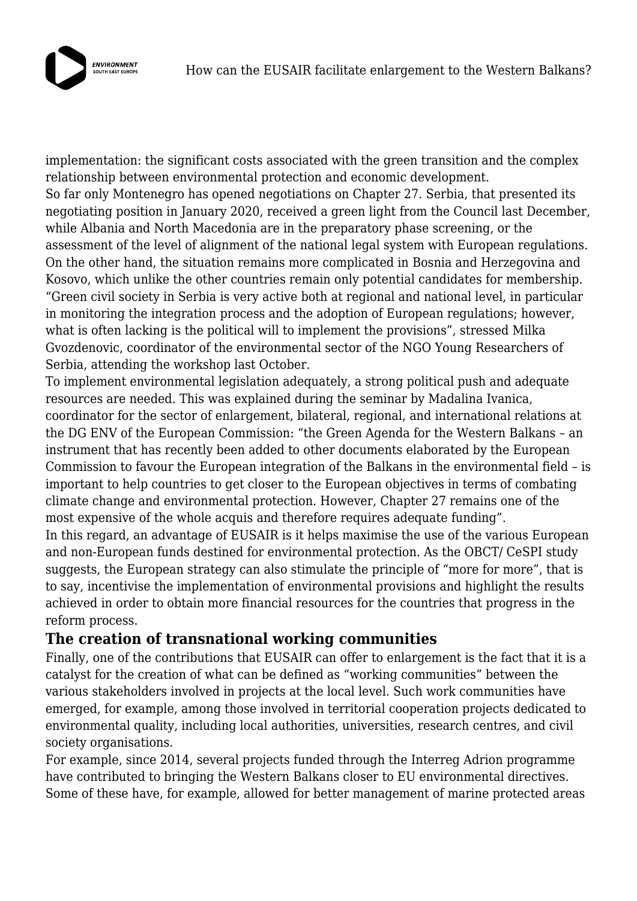implementation: the significant costs associated with the green transition and the complex relationship between environmental protection and economic development.

So far only Montenegro has opened negotiations on Chapter 27. Serbia, that presented its negotiating position in January 2020, received a green light from the Council last December, while Albania and North Macedonia are in the preparatory phase screening, or the assessment of the level of alignment of the national legal system with European regulations. On the other hand, the situation remains more complicated in Bosnia and Herzegovina and Kosovo, which unlike the other countries remain only potential candidates for membership.

"Green civil society in Serbia is very active both at regional and national level, in particular in monitoring the integration process and the adoption of European regulations; however, what is often lacking is the political will to implement the provisions", stressed Milka Gvozdenovic, coordinator of the environmental sector of the NGO Young Researchers of Serbia, attending the workshop last October.

To implement environmental legislation adequately, a strong political push and adequate resources are needed. This was explained during the seminar by Madalina Ivanica, coordinator for the sector of enlargement, bilateral, regional, and international relations at the DG ENV of the European Commission: "the Green Agenda for the Western Balkans – an instrument that has recently been added to other documents elaborated by the European Commission to favour the European integration of the Balkans in the environmental field – is important to help countries to get closer to the European objectives in terms of combating climate change and environmental protection. However, Chapter 27 remains one of the most expensive of the whole acquis and therefore requires adequate funding".

In this regard, an advantage of EUSAIR is it helps maximise the use of the various European and non-European funds destined for environmental protection. As the OBCT/ CeSPI study suggests, the European strategy can also stimulate the principle of "more for more", that is to say, incentivise the implementation of environmental provisions and highlight the results achieved in order to obtain more financial resources for the countries that progress in the reform process.

## The creation of transnational working communities

Finally, one of the contributions that EUSAIR can offer to enlargement is the fact that it is a catalyst for the creation of what can be defined as "working communities" between the various stakeholders involved in projects at the local level. Such work communities have emerged, for example, among those involved in territorial cooperation projects dedicated to environmental quality, including local authorities, universities, research centres, and civil society organisations.

For example, since 2014, several projects funded through the Interreg Adrion programme have contributed to bringing the Western Balkans closer to EU environmental directives. Some of these have, for example, allowed for better management of marine protected areas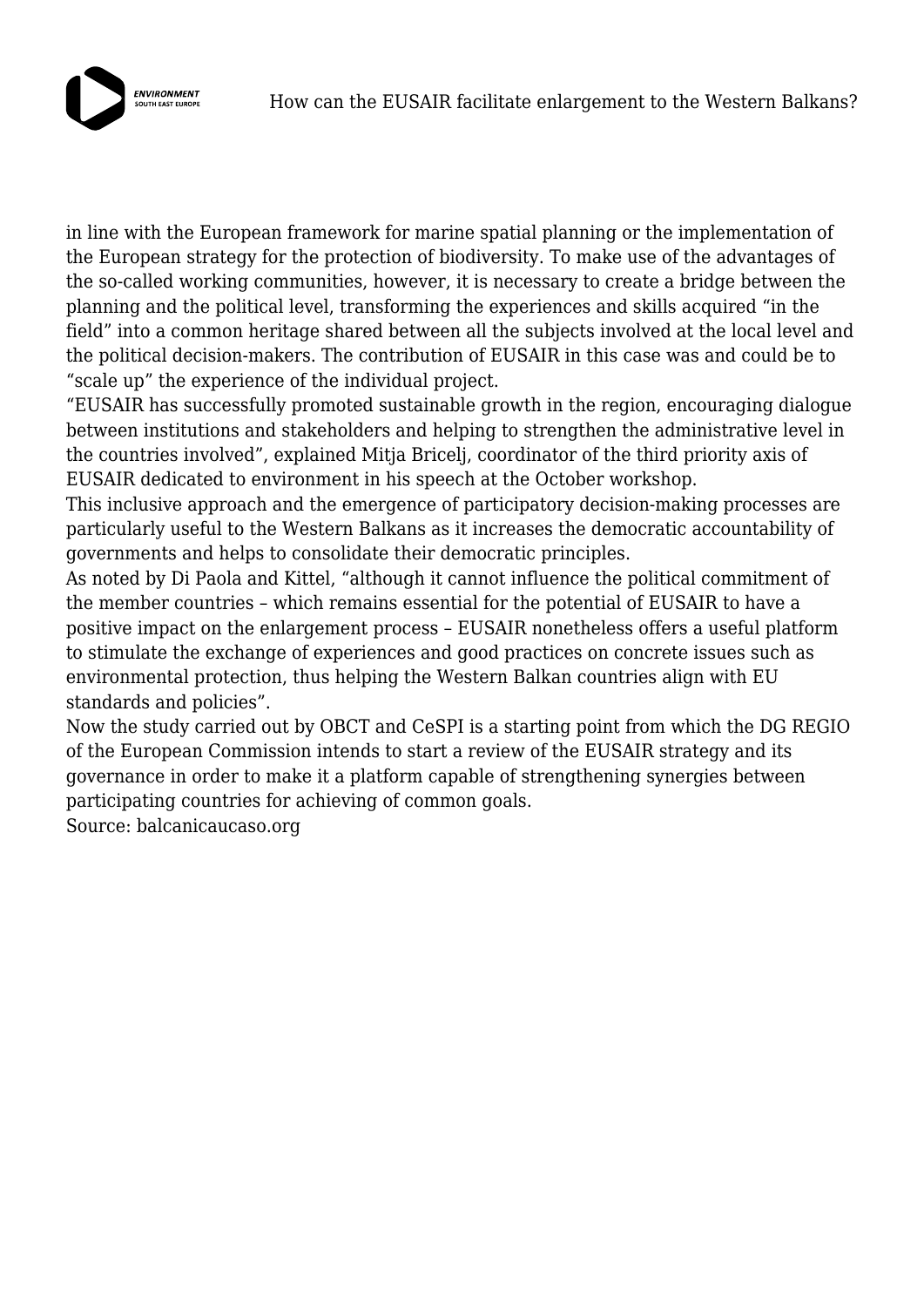in line with the European framework for marine spatial planning or the implementation of the European strategy for the protection of biodiversity. To make use of the advantages of the so-called working communities, however, it is necessary to create a bridge between the planning and the political level, transforming the experiences and skills acquired "in the field" into a common heritage shared between all the subjects involved at the local level and the political decision-makers. The contribution of EUSAIR in this case was and could be to "scale up" the experience of the individual project.

"EUSAIR has successfully promoted sustainable growth in the region, encouraging dialogue between institutions and stakeholders and helping to strengthen the administrative level in the countries involved", explained Mitja Bricelj, coordinator of the third priority axis of EUSAIR dedicated to environment in his speech at the October workshop.

This inclusive approach and the emergence of participatory decision-making processes are particularly useful to the Western Balkans as it increases the democratic accountability of governments and helps to consolidate their democratic principles.

As noted by Di Paola and Kittel, "although it cannot influence the political commitment of the member countries – which remains essential for the potential of EUSAIR to have a positive impact on the enlargement process – EUSAIR nonetheless offers a useful platform to stimulate the exchange of experiences and good practices on concrete issues such as environmental protection, thus helping the Western Balkan countries align with EU standards and policies".

Now the study carried out by OBCT and CeSPI is a starting point from which the DG REGIO of the European Commission intends to start a review of the EUSAIR strategy and its governance in order to make it a platform capable of strengthening synergies between participating countries for achieving of common goals.

Source: balcanicaucaso.org